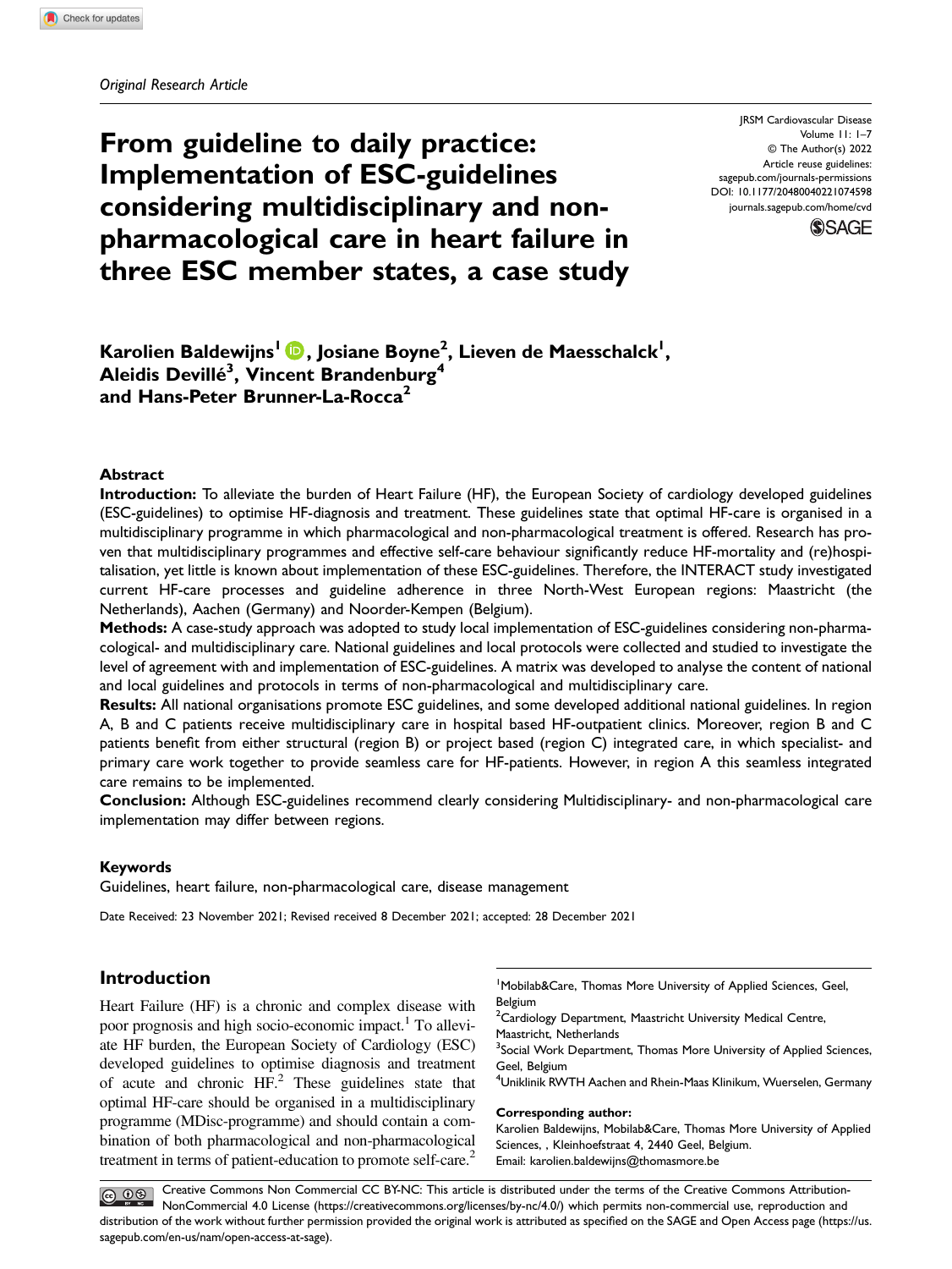*Original Research Article*

# From guideline to daily practice: Implementation of ESC-guidelines considering multidisciplinary and non-pharmacological care in heart failure in three ESC member states, a case study

JRSM Cardiovascular Disease
Volume 11: 1–7
© The Author(s) 2022
Article reuse guidelines:
sagepub.com/journals-permissions
DOI: 10.1177/20480040221074598
journals.sagepub.com/home/cvd

**Karolien Baldewijns[1], Josiane Boyne[2], Lieven de Maesschalck[1], Aleidis Devillé[3], Vincent Brandenburg[4] and Hans-Peter Brunner-La-Rocca[2]**

## Abstract

**Introduction:** To alleviate the burden of Heart Failure (HF), the European Society of cardiology developed guidelines (ESC-guidelines) to optimise HF-diagnosis and treatment. These guidelines state that optimal HF-care is organised in a multidisciplinary programme in which pharmacological and non-pharmacological treatment is offered. Research has proven that multidisciplinary programmes and effective self-care behaviour significantly reduce HF-mortality and (re)hospitalisation, yet little is known about implementation of these ESC-guidelines. Therefore, the INTERACT study investigated current HF-care processes and guideline adherence in three North-West European regions: Maastricht (the Netherlands), Aachen (Germany) and Noorder-Kempen (Belgium).

**Methods:** A case-study approach was adopted to study local implementation of ESC-guidelines considering non-pharmacological- and multidisciplinary care. National guidelines and local protocols were collected and studied to investigate the level of agreement with and implementation of ESC-guidelines. A matrix was developed to analyse the content of national and local guidelines and protocols in terms of non-pharmacological and multidisciplinary care.

**Results:** All national organisations promote ESC guidelines, and some developed additional national guidelines. In region A, B and C patients receive multidisciplinary care in hospital based HF-outpatient clinics. Moreover, region B and C patients benefit from either structural (region B) or project based (region C) integrated care, in which specialist- and primary care work together to provide seamless care for HF-patients. However, in region A this seamless integrated care remains to be implemented.

**Conclusion:** Although ESC-guidelines recommend clearly considering Multidisciplinary- and non-pharmacological care implementation may differ between regions.

### Keywords

Guidelines, heart failure, non-pharmacological care, disease management

Date Received: 23 November 2021; Revised received 8 December 2021; accepted: 28 December 2021

## Introduction

Heart Failure (HF) is a chronic and complex disease with poor prognosis and high socio-economic impact.[1] To alleviate HF burden, the European Society of Cardiology (ESC) developed guidelines to optimise diagnosis and treatment of acute and chronic HF.[2] These guidelines state that optimal HF-care should be organised in a multidisciplinary programme (MDisc-programme) and should contain a combination of both pharmacological and non-pharmacological treatment in terms of patient-education to promote self-care.[2]

[1]Mobilab&Care, Thomas More University of Applied Sciences, Geel, Belgium
[2]Cardiology Department, Maastricht University Medical Centre, Maastricht, Netherlands
[3]Social Work Department, Thomas More University of Applied Sciences, Geel, Belgium
[4]Uniklinik RWTH Aachen and Rhein-Maas Klinikum, Wuerselen, Germany

**Corresponding author:**
Karolien Baldewijns, Mobilab&Care, Thomas More University of Applied Sciences, , Kleinhoefstraat 4, 2440 Geel, Belgium.
Email: karolien.baldewijns@thomasmore.be

Creative Commons Non Commercial CC BY-NC: This article is distributed under the terms of the Creative Commons Attribution-NonCommercial 4.0 License (https://creativecommons.org/licenses/by-nc/4.0/) which permits non-commercial use, reproduction and distribution of the work without further permission provided the original work is attributed as specified on the SAGE and Open Access page (https://us.sagepub.com/en-us/nam/open-access-at-sage).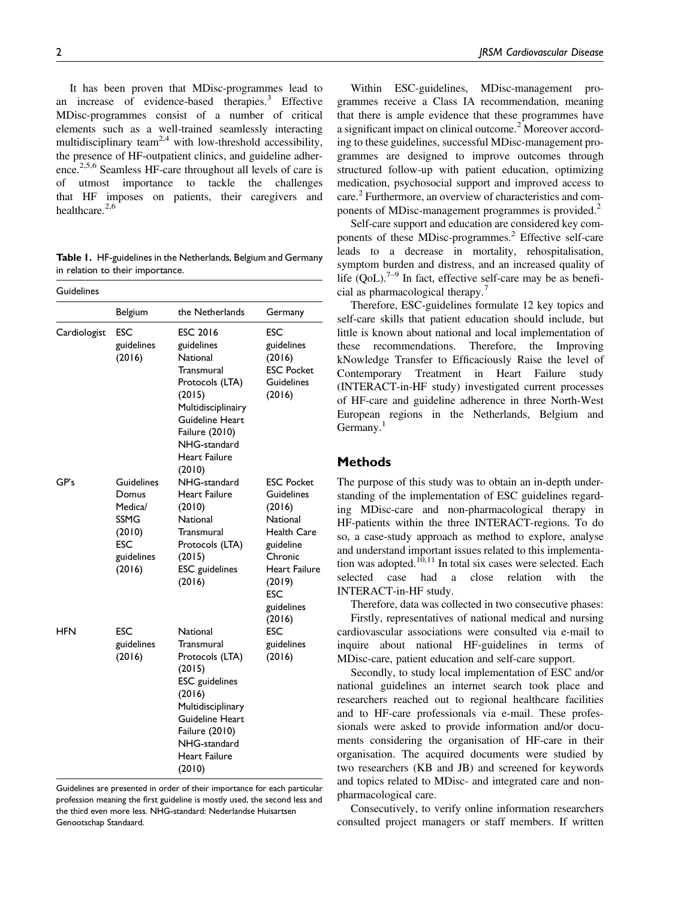It has been proven that MDisc-programmes lead to an increase of evidence-based therapies.[3] Effective MDisc-programmes consist of a number of critical elements such as a well-trained seamlessly interacting multidisciplinary team[2,4] with low-threshold accessibility, the presence of HF-outpatient clinics, and guideline adherence.[2,5,6] Seamless HF-care throughout all levels of care is of utmost importance to tackle the challenges that HF imposes on patients, their caregivers and healthcare.[2,6]

**Table 1.** HF-guidelines in the Netherlands, Belgium and Germany in relation to their importance.

| Guidelines | | | |
|---|---|---|---|
| | Belgium | the Netherlands | Germany |
| Cardiologist | ESC guidelines (2016) | ESC 2016 guidelines<br>National Transmural Protocols (LTA) (2015)<br>Multidisciplinairy Guideline Heart Failure (2010)<br>NHG-standard Heart Failure (2010) | ESC guidelines (2016)<br>ESC Pocket Guidelines (2016) |
| GP's | Guidelines Domus Medica/ SSMG (2010)<br>ESC guidelines (2016) | NHG-standard Heart Failure (2010)<br>National Transmural Protocols (LTA) (2015)<br>ESC guidelines (2016) | ESC Pocket Guidelines (2016)<br>National Health Care guideline Chronic Heart Failure (2019)<br>ESC guidelines (2016) |
| HFN | ESC guidelines (2016) | National Transmural Protocols (LTA) (2015)<br>ESC guidelines (2016)<br>Multidisciplinary Guideline Heart Failure (2010)<br>NHG-standard Heart Failure (2010) | ESC guidelines (2016) |

Guidelines are presented in order of their importance for each particular profession meaning the first guideline is mostly used, the second less and the third even more less. NHG-standard: Nederlandse Huisartsen Genootschap Standaard.

Within ESC-guidelines, MDisc-management programmes receive a Class IA recommendation, meaning that there is ample evidence that these programmes have a significant impact on clinical outcome.[2] Moreover according to these guidelines, successful MDisc-management programmes are designed to improve outcomes through structured follow-up with patient education, optimizing medication, psychosocial support and improved access to care.[2] Furthermore, an overview of characteristics and components of MDisc-management programmes is provided.[2]

Self-care support and education are considered key components of these MDisc-programmes.[2] Effective self-care leads to a decrease in mortality, rehospitalisation, symptom burden and distress, and an increased quality of life (QoL).[7–9] In fact, effective self-care may be as beneficial as pharmacological therapy.[7]

Therefore, ESC-guidelines formulate 12 key topics and self-care skills that patient education should include, but little is known about national and local implementation of these recommendations. Therefore, the Improving kNowledge Transfer to Efficaciously Raise the level of Contemporary Treatment in Heart Failure study (INTERACT-in-HF study) investigated current processes of HF-care and guideline adherence in three North-West European regions in the Netherlands, Belgium and Germany.[1]

## Methods

The purpose of this study was to obtain an in-depth understanding of the implementation of ESC guidelines regarding MDisc-care and non-pharmacological therapy in HF-patients within the three INTERACT-regions. To do so, a case-study approach as method to explore, analyse and understand important issues related to this implementation was adopted.[10,11] In total six cases were selected. Each selected case had a close relation with the INTERACT-in-HF study.

Therefore, data was collected in two consecutive phases:

Firstly, representatives of national medical and nursing cardiovascular associations were consulted via e-mail to inquire about national HF-guidelines in terms of MDisc-care, patient education and self-care support.

Secondly, to study local implementation of ESC and/or national guidelines an internet search took place and researchers reached out to regional healthcare facilities and to HF-care professionals via e-mail. These professionals were asked to provide information and/or documents considering the organisation of HF-care in their organisation. The acquired documents were studied by two researchers (KB and JB) and screened for keywords and topics related to MDisc- and integrated care and non-pharmacological care.

Consecutively, to verify online information researchers consulted project managers or staff members. If written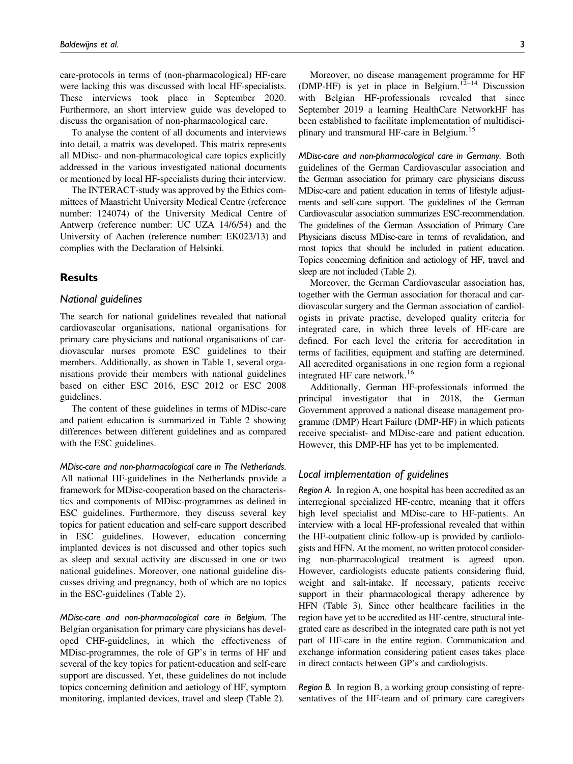care-protocols in terms of (non-pharmacological) HF-care were lacking this was discussed with local HF-specialists. These interviews took place in September 2020. Furthermore, an short interview guide was developed to discuss the organisation of non-pharmacological care.

To analyse the content of all documents and interviews into detail, a matrix was developed. This matrix represents all MDisc- and non-pharmacological care topics explicitly addressed in the various investigated national documents or mentioned by local HF-specialists during their interview.

The INTERACT-study was approved by the Ethics committees of Maastricht University Medical Centre (reference number: 124074) of the University Medical Centre of Antwerp (reference number: UC UZA 14/6/54) and the University of Aachen (reference number: EK023/13) and complies with the Declaration of Helsinki.

## Results

### National guidelines

The search for national guidelines revealed that national cardiovascular organisations, national organisations for primary care physicians and national organisations of cardiovascular nurses promote ESC guidelines to their members. Additionally, as shown in Table 1, several organisations provide their members with national guidelines based on either ESC 2016, ESC 2012 or ESC 2008 guidelines.

The content of these guidelines in terms of MDisc-care and patient education is summarized in Table 2 showing differences between different guidelines and as compared with the ESC guidelines.

*MDisc-care and non-pharmacological care in The Netherlands.* All national HF-guidelines in the Netherlands provide a framework for MDisc-cooperation based on the characteristics and components of MDisc-programmes as defined in ESC guidelines. Furthermore, they discuss several key topics for patient education and self-care support described in ESC guidelines. However, education concerning implanted devices is not discussed and other topics such as sleep and sexual activity are discussed in one or two national guidelines. Moreover, one national guideline discusses driving and pregnancy, both of which are no topics in the ESC-guidelines (Table 2).

*MDisc-care and non-pharmacological care in Belgium.* The Belgian organisation for primary care physicians has developed CHF-guidelines, in which the effectiveness of MDisc-programmes, the role of GP's in terms of HF and several of the key topics for patient-education and self-care support are discussed. Yet, these guidelines do not include topics concerning definition and aetiology of HF, symptom monitoring, implanted devices, travel and sleep (Table 2).

Moreover, no disease management programme for HF (DMP-HF) is yet in place in Belgium.[12–14] Discussion with Belgian HF-professionals revealed that since September 2019 a learning HealthCare NetworkHF has been established to facilitate implementation of multidisciplinary and transmural HF-care in Belgium.[15]

*MDisc-care and non-pharmacological care in Germany.* Both guidelines of the German Cardiovascular association and the German association for primary care physicians discuss MDisc-care and patient education in terms of lifestyle adjustments and self-care support. The guidelines of the German Cardiovascular association summarizes ESC-recommendation. The guidelines of the German Association of Primary Care Physicians discuss MDisc-care in terms of revalidation, and most topics that should be included in patient education. Topics concerning definition and aetiology of HF, travel and sleep are not included (Table 2).

Moreover, the German Cardiovascular association has, together with the German association for thoracal and cardiovascular surgery and the German association of cardiologists in private practise, developed quality criteria for integrated care, in which three levels of HF-care are defined. For each level the criteria for accreditation in terms of facilities, equipment and staffing are determined. All accredited organisations in one region form a regional integrated HF care network.[16]

Additionally, German HF-professionals informed the principal investigator that in 2018, the German Government approved a national disease management programme (DMP) Heart Failure (DMP-HF) in which patients receive specialist- and MDisc-care and patient education. However, this DMP-HF has yet to be implemented.

### Local implementation of guidelines

*Region A.* In region A, one hospital has been accredited as an interregional specialized HF-centre, meaning that it offers high level specialist and MDisc-care to HF-patients. An interview with a local HF-professional revealed that within the HF-outpatient clinic follow-up is provided by cardiologists and HFN. At the moment, no written protocol considering non-pharmacological treatment is agreed upon. However, cardiologists educate patients considering fluid, weight and salt-intake. If necessary, patients receive support in their pharmacological therapy adherence by HFN (Table 3). Since other healthcare facilities in the region have yet to be accredited as HF-centre, structural integrated care as described in the integrated care path is not yet part of HF-care in the entire region. Communication and exchange information considering patient cases takes place in direct contacts between GP's and cardiologists.

*Region B.* In region B, a working group consisting of representatives of the HF-team and of primary care caregivers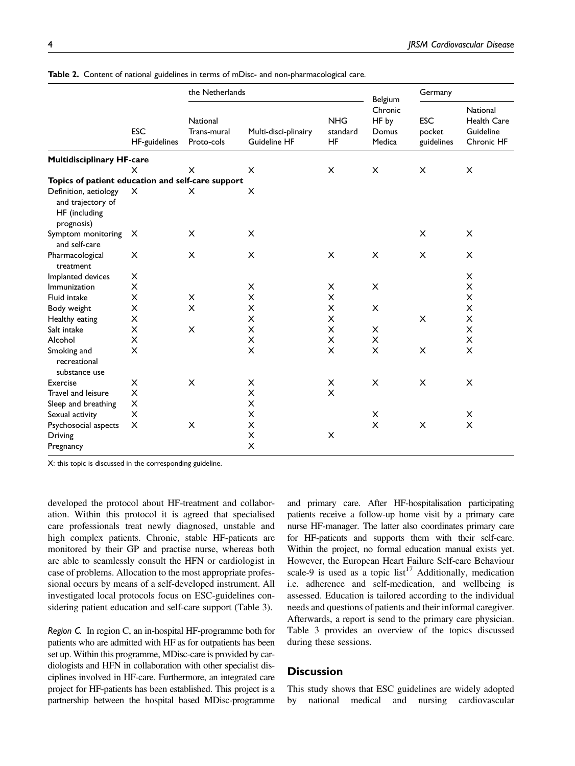**Table 2.** Content of national guidelines in terms of mDisc- and non-pharmacological care.

| | | the Netherlands | | | Belgium | Germany | |
|---|---|---|---|---|---|---|---|
| | ESC HF-guidelines | National Trans-mural Proto-cols | Multi-disci-plinairy Guideline HF | NHG standard HF | Chronic HF by Domus Medica | ESC pocket guidelines | National Health Care Guideline Chronic HF |
| **Multidisciplinary HF-care** | | | | | | | |
| | X | X | X | X | X | X | X |
| **Topics of patient education and self-care support** | | | | | | | |
| Definition, aetiology and trajectory of HF (including prognosis) | X | X | X | | | | |
| Symptom monitoring and self-care | X | X | X | | | X | X |
| Pharmacological treatment | X | X | X | X | X | X | X |
| Implanted devices | X | | | | | | X |
| Immunization | X | | X | X | X | | X |
| Fluid intake | X | X | X | X | | | X |
| Body weight | X | X | X | X | X | | X |
| Healthy eating | X | | X | X | | X | X |
| Salt intake | X | X | X | X | X | | X |
| Alcohol | X | | X | X | X | | X |
| Smoking and recreational substance use | X | | X | X | X | X | X |
| Exercise | X | X | X | X | X | X | X |
| Travel and leisure | X | | X | X | | | |
| Sleep and breathing | X | | X | | | | |
| Sexual activity | X | | X | | X | | X |
| Psychosocial aspects | X | X | X | | X | X | X |
| Driving | | | X | X | | | |
| Pregnancy | | | X | | | | |

X: this topic is discussed in the corresponding guideline.

developed the protocol about HF-treatment and collaboration. Within this protocol it is agreed that specialised care professionals treat newly diagnosed, unstable and high complex patients. Chronic, stable HF-patients are monitored by their GP and practise nurse, whereas both are able to seamlessly consult the HFN or cardiologist in case of problems. Allocation to the most appropriate professional occurs by means of a self-developed instrument. All investigated local protocols focus on ESC-guidelines considering patient education and self-care support (Table 3).

*Region C.* In region C, an in-hospital HF-programme both for patients who are admitted with HF as for outpatients has been set up. Within this programme, MDisc-care is provided by cardiologists and HFN in collaboration with other specialist disciplines involved in HF-care. Furthermore, an integrated care project for HF-patients has been established. This project is a partnership between the hospital based MDisc-programme and primary care. After HF-hospitalisation participating patients receive a follow-up home visit by a primary care nurse HF-manager. The latter also coordinates primary care for HF-patients and supports them with their self-care. Within the project, no formal education manual exists yet. However, the European Heart Failure Self-care Behaviour scale-9 is used as a topic list[17] Additionally, medication i.e. adherence and self-medication, and wellbeing is assessed. Education is tailored according to the individual needs and questions of patients and their informal caregiver. Afterwards, a report is send to the primary care physician. Table 3 provides an overview of the topics discussed during these sessions.

## Discussion

This study shows that ESC guidelines are widely adopted by national medical and nursing cardiovascular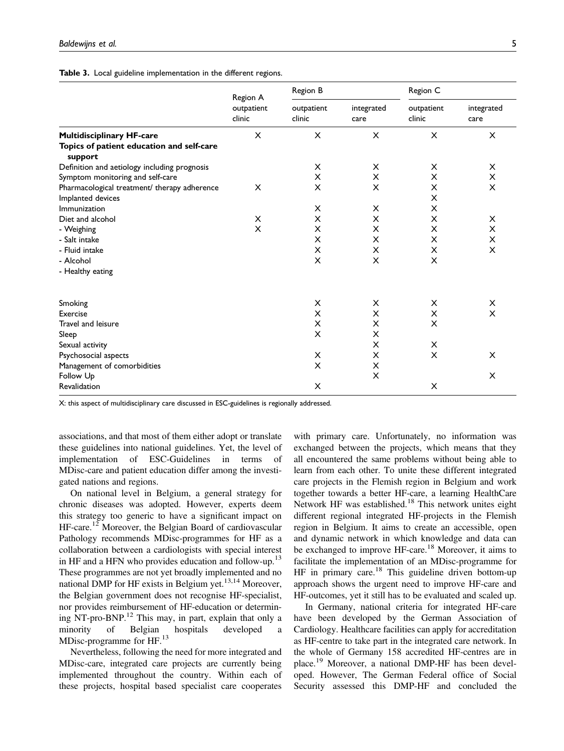**Table 3.** Local guideline implementation in the different regions.

| | Region A | Region B | | Region C | |
|---|---|---|---|---|---|
| | outpatient clinic | outpatient clinic | integrated care | outpatient clinic | integrated care |
| **Multidisciplinary HF-care** | X | X | X | X | X |
| **Topics of patient education and self-care support** | | | | | |
| Definition and aetiology including prognosis | | X | X | X | X |
| Symptom monitoring and self-care | | X | X | X | X |
| Pharmacological treatment/ therapy adherence | X | X | X | X | X |
| Implanted devices | | | | X | |
| Immunization | | X | X | X | |
| Diet and alcohol | X | X | X | X | X |
| - Weighing | X | X | X | X | X |
| - Salt intake | | X | X | X | X |
| - Fluid intake | | X | X | X | X |
| - Alcohol | | X | X | X | |
| - Healthy eating | | | | | |
| Smoking | | X | X | X | X |
| Exercise | | X | X | X | X |
| Travel and leisure | | X | X | X | |
| Sleep | | X | X | | |
| Sexual activity | | | X | X | |
| Psychosocial aspects | | X | X | X | X |
| Management of comorbidities | | X | X | | |
| Follow Up | | | X | | X |
| Revalidation | | X | | X | |

X: this aspect of multidisciplinary care discussed in ESC-guidelines is regionally addressed.

associations, and that most of them either adopt or translate these guidelines into national guidelines. Yet, the level of implementation of ESC-Guidelines in terms of MDisc-care and patient education differ among the investigated nations and regions.

On national level in Belgium, a general strategy for chronic diseases was adopted. However, experts deem this strategy too generic to have a significant impact on HF-care.[12] Moreover, the Belgian Board of cardiovascular Pathology recommends MDisc-programmes for HF as a collaboration between a cardiologists with special interest in HF and a HFN who provides education and follow-up.[13] These programmes are not yet broadly implemented and no national DMP for HF exists in Belgium yet.[13,14] Moreover, the Belgian government does not recognise HF-specialist, nor provides reimbursement of HF-education or determining NT-pro-BNP.[12] This may, in part, explain that only a minority of Belgian hospitals developed a MDisc-programme for HF.[13]

Nevertheless, following the need for more integrated and MDisc-care, integrated care projects are currently being implemented throughout the country. Within each of these projects, hospital based specialist care cooperates with primary care. Unfortunately, no information was exchanged between the projects, which means that they all encountered the same problems without being able to learn from each other. To unite these different integrated care projects in the Flemish region in Belgium and work together towards a better HF-care, a learning HealthCare Network HF was established.[18] This network unites eight different regional integrated HF-projects in the Flemish region in Belgium. It aims to create an accessible, open and dynamic network in which knowledge and data can be exchanged to improve HF-care.[18] Moreover, it aims to facilitate the implementation of an MDisc-programme for HF in primary care.[18] This guideline driven bottom-up approach shows the urgent need to improve HF-care and HF-outcomes, yet it still has to be evaluated and scaled up.

In Germany, national criteria for integrated HF-care have been developed by the German Association of Cardiology. Healthcare facilities can apply for accreditation as HF-centre to take part in the integrated care network. In the whole of Germany 158 accredited HF-centres are in place.[19] Moreover, a national DMP-HF has been developed. However, The German Federal office of Social Security assessed this DMP-HF and concluded the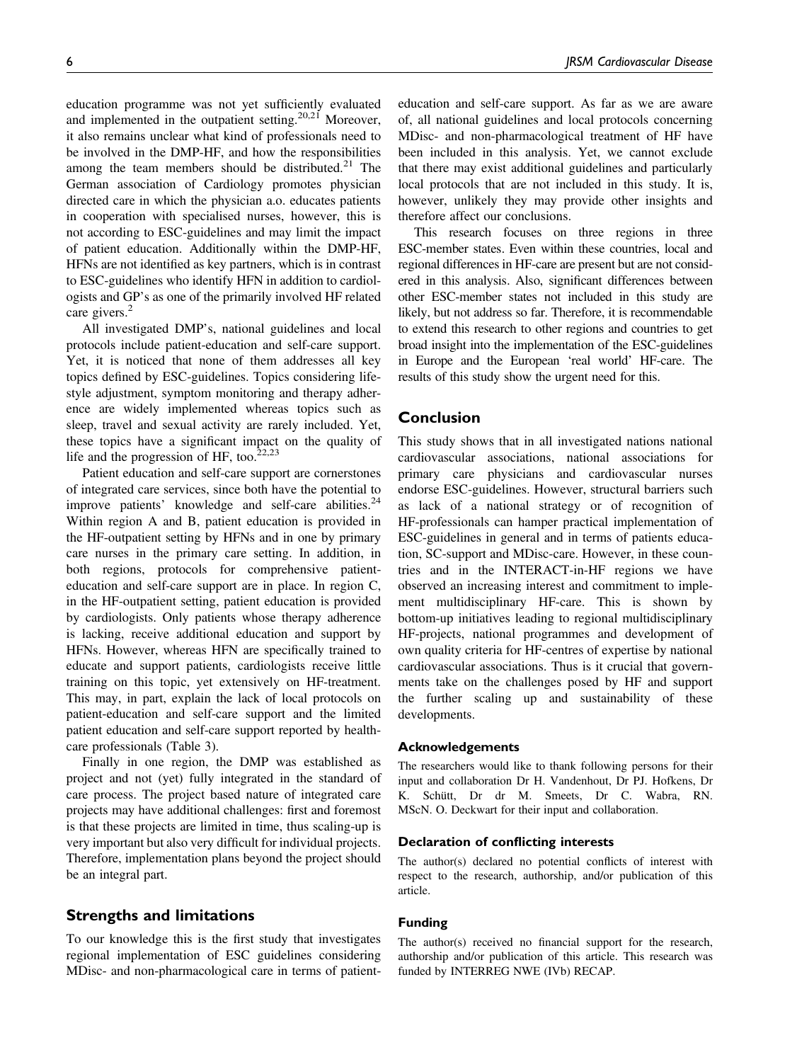education programme was not yet sufficiently evaluated and implemented in the outpatient setting.[20,21] Moreover, it also remains unclear what kind of professionals need to be involved in the DMP-HF, and how the responsibilities among the team members should be distributed.[21] The German association of Cardiology promotes physician directed care in which the physician a.o. educates patients in cooperation with specialised nurses, however, this is not according to ESC-guidelines and may limit the impact of patient education. Additionally within the DMP-HF, HFNs are not identified as key partners, which is in contrast to ESC-guidelines who identify HFN in addition to cardiologists and GP's as one of the primarily involved HF related care givers.[2]

All investigated DMP's, national guidelines and local protocols include patient-education and self-care support. Yet, it is noticed that none of them addresses all key topics defined by ESC-guidelines. Topics considering lifestyle adjustment, symptom monitoring and therapy adherence are widely implemented whereas topics such as sleep, travel and sexual activity are rarely included. Yet, these topics have a significant impact on the quality of life and the progression of HF, too.[22,23]

Patient education and self-care support are cornerstones of integrated care services, since both have the potential to improve patients' knowledge and self-care abilities.[24] Within region A and B, patient education is provided in the HF-outpatient setting by HFNs and in one by primary care nurses in the primary care setting. In addition, in both regions, protocols for comprehensive patient-education and self-care support are in place. In region C, in the HF-outpatient setting, patient education is provided by cardiologists. Only patients whose therapy adherence is lacking, receive additional education and support by HFNs. However, whereas HFN are specifically trained to educate and support patients, cardiologists receive little training on this topic, yet extensively on HF-treatment. This may, in part, explain the lack of local protocols on patient-education and self-care support and the limited patient education and self-care support reported by healthcare professionals (Table 3).

Finally in one region, the DMP was established as project and not (yet) fully integrated in the standard of care process. The project based nature of integrated care projects may have additional challenges: first and foremost is that these projects are limited in time, thus scaling-up is very important but also very difficult for individual projects. Therefore, implementation plans beyond the project should be an integral part.

## Strengths and limitations

To our knowledge this is the first study that investigates regional implementation of ESC guidelines considering MDisc- and non-pharmacological care in terms of patient-education and self-care support. As far as we are aware of, all national guidelines and local protocols concerning MDisc- and non-pharmacological treatment of HF have been included in this analysis. Yet, we cannot exclude that there may exist additional guidelines and particularly local protocols that are not included in this study. It is, however, unlikely they may provide other insights and therefore affect our conclusions.

This research focuses on three regions in three ESC-member states. Even within these countries, local and regional differences in HF-care are present but are not considered in this analysis. Also, significant differences between other ESC-member states not included in this study are likely, but not address so far. Therefore, it is recommendable to extend this research to other regions and countries to get broad insight into the implementation of the ESC-guidelines in Europe and the European 'real world' HF-care. The results of this study show the urgent need for this.

## Conclusion

This study shows that in all investigated nations national cardiovascular associations, national associations for primary care physicians and cardiovascular nurses endorse ESC-guidelines. However, structural barriers such as lack of a national strategy or of recognition of HF-professionals can hamper practical implementation of ESC-guidelines in general and in terms of patients education, SC-support and MDisc-care. However, in these countries and in the INTERACT-in-HF regions we have observed an increasing interest and commitment to implement multidisciplinary HF-care. This is shown by bottom-up initiatives leading to regional multidisciplinary HF-projects, national programmes and development of own quality criteria for HF-centres of expertise by national cardiovascular associations. Thus is it crucial that governments take on the challenges posed by HF and support the further scaling up and sustainability of these developments.

### Acknowledgements

The researchers would like to thank following persons for their input and collaboration Dr H. Vandenhout, Dr PJ. Hofkens, Dr K. Schütt, Dr dr M. Smeets, Dr C. Wabra, RN. MScN. O. Deckwart for their input and collaboration.

### Declaration of conflicting interests

The author(s) declared no potential conflicts of interest with respect to the research, authorship, and/or publication of this article.

### Funding

The author(s) received no financial support for the research, authorship and/or publication of this article. This research was funded by INTERREG NWE (IVb) RECAP.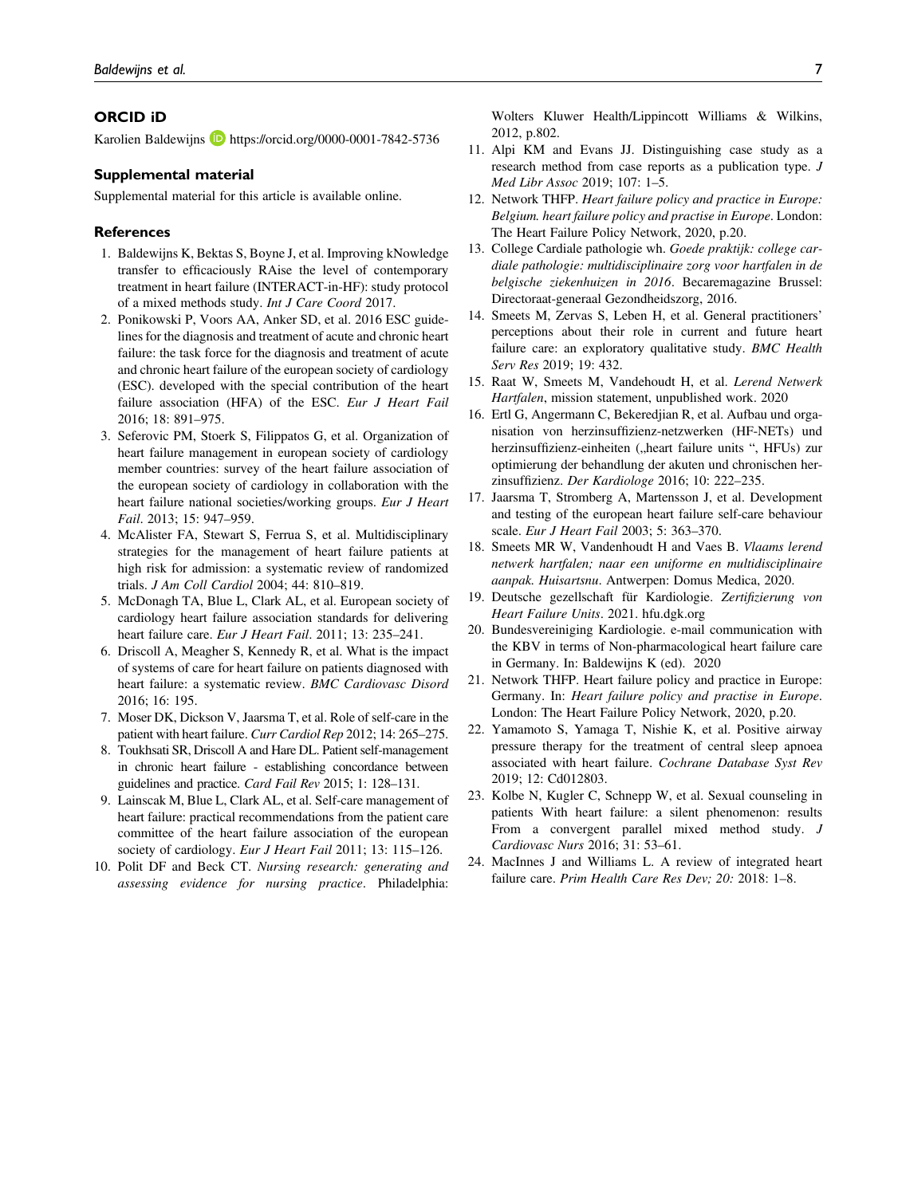## ORCID iD

Karolien Baldewijns https://orcid.org/0000-0001-7842-5736

## Supplemental material

Supplemental material for this article is available online.

## References

1. Baldewijns K, Bektas S, Boyne J, et al. Improving kNowledge transfer to efficaciously RAise the level of contemporary treatment in heart failure (INTERACT-in-HF): study protocol of a mixed methods study. *Int J Care Coord* 2017.
2. Ponikowski P, Voors AA, Anker SD, et al. 2016 ESC guidelines for the diagnosis and treatment of acute and chronic heart failure: the task force for the diagnosis and treatment of acute and chronic heart failure of the european society of cardiology (ESC). developed with the special contribution of the heart failure association (HFA) of the ESC. *Eur J Heart Fail* 2016; 18: 891–975.
3. Seferovic PM, Stoerk S, Filippatos G, et al. Organization of heart failure management in european society of cardiology member countries: survey of the heart failure association of the european society of cardiology in collaboration with the heart failure national societies/working groups. *Eur J Heart Fail*. 2013; 15: 947–959.
4. McAlister FA, Stewart S, Ferrua S, et al. Multidisciplinary strategies for the management of heart failure patients at high risk for admission: a systematic review of randomized trials. *J Am Coll Cardiol* 2004; 44: 810–819.
5. McDonagh TA, Blue L, Clark AL, et al. European society of cardiology heart failure association standards for delivering heart failure care. *Eur J Heart Fail*. 2011; 13: 235–241.
6. Driscoll A, Meagher S, Kennedy R, et al. What is the impact of systems of care for heart failure on patients diagnosed with heart failure: a systematic review. *BMC Cardiovasc Disord* 2016; 16: 195.
7. Moser DK, Dickson V, Jaarsma T, et al. Role of self-care in the patient with heart failure. *Curr Cardiol Rep* 2012; 14: 265–275.
8. Toukhsati SR, Driscoll A and Hare DL. Patient self-management in chronic heart failure - establishing concordance between guidelines and practice. *Card Fail Rev* 2015; 1: 128–131.
9. Lainscak M, Blue L, Clark AL, et al. Self-care management of heart failure: practical recommendations from the patient care committee of the heart failure association of the european society of cardiology. *Eur J Heart Fail* 2011; 13: 115–126.
10. Polit DF and Beck CT. *Nursing research: generating and assessing evidence for nursing practice*. Philadelphia: Wolters Kluwer Health/Lippincott Williams & Wilkins, 2012, p.802.
11. Alpi KM and Evans JJ. Distinguishing case study as a research method from case reports as a publication type. *J Med Libr Assoc* 2019; 107: 1–5.
12. Network THFP. *Heart failure policy and practice in Europe: Belgium. heart failure policy and practise in Europe*. London: The Heart Failure Policy Network, 2020, p.20.
13. College Cardiale pathologie wh. *Goede praktijk: college cardiale pathologie: multidisciplinaire zorg voor hartfalen in de belgische ziekenhuizen in 2016*. Becaremagazine Brussel: Directoraat-generaal Gezondheidszorg, 2016.
14. Smeets M, Zervas S, Leben H, et al. General practitioners' perceptions about their role in current and future heart failure care: an exploratory qualitative study. *BMC Health Serv Res* 2019; 19: 432.
15. Raat W, Smeets M, Vandehoudt H, et al. *Lerend Netwerk Hartfalen*, mission statement, unpublished work. 2020
16. Ertl G, Angermann C, Bekeredjian R, et al. Aufbau und organisation von herzinsuffizienz-netzwerken (HF-NETs) und herzinsuffizienz-einheiten („heart failure units ", HFUs) zur optimierung der behandlung der akuten und chronischen herzinsuffizienz. *Der Kardiologe* 2016; 10: 222–235.
17. Jaarsma T, Stromberg A, Martensson J, et al. Development and testing of the european heart failure self-care behaviour scale. *Eur J Heart Fail* 2003; 5: 363–370.
18. Smeets MR W, Vandenhoudt H and Vaes B. *Vlaams lerend netwerk hartfalen; naar een uniforme en multidisciplinaire aanpak. Huisartsnu*. Antwerpen: Domus Medica, 2020.
19. Deutsche gezellschaft für Kardiologie. *Zertifizierung von Heart Failure Units*. 2021. hfu.dgk.org
20. Bundesvereiniging Kardiologie. e-mail communication with the KBV in terms of Non-pharmacological heart failure care in Germany. In: Baldewijns K (ed). 2020
21. Network THFP. Heart failure policy and practice in Europe: Germany. In: *Heart failure policy and practise in Europe*. London: The Heart Failure Policy Network, 2020, p.20.
22. Yamamoto S, Yamaga T, Nishie K, et al. Positive airway pressure therapy for the treatment of central sleep apnoea associated with heart failure. *Cochrane Database Syst Rev* 2019; 12: Cd012803.
23. Kolbe N, Kugler C, Schnepp W, et al. Sexual counseling in patients With heart failure: a silent phenomenon: results From a convergent parallel mixed method study. *J Cardiovasc Nurs* 2016; 31: 53–61.
24. MacInnes J and Williams L. A review of integrated heart failure care. *Prim Health Care Res Dev; 20:* 2018: 1–8.